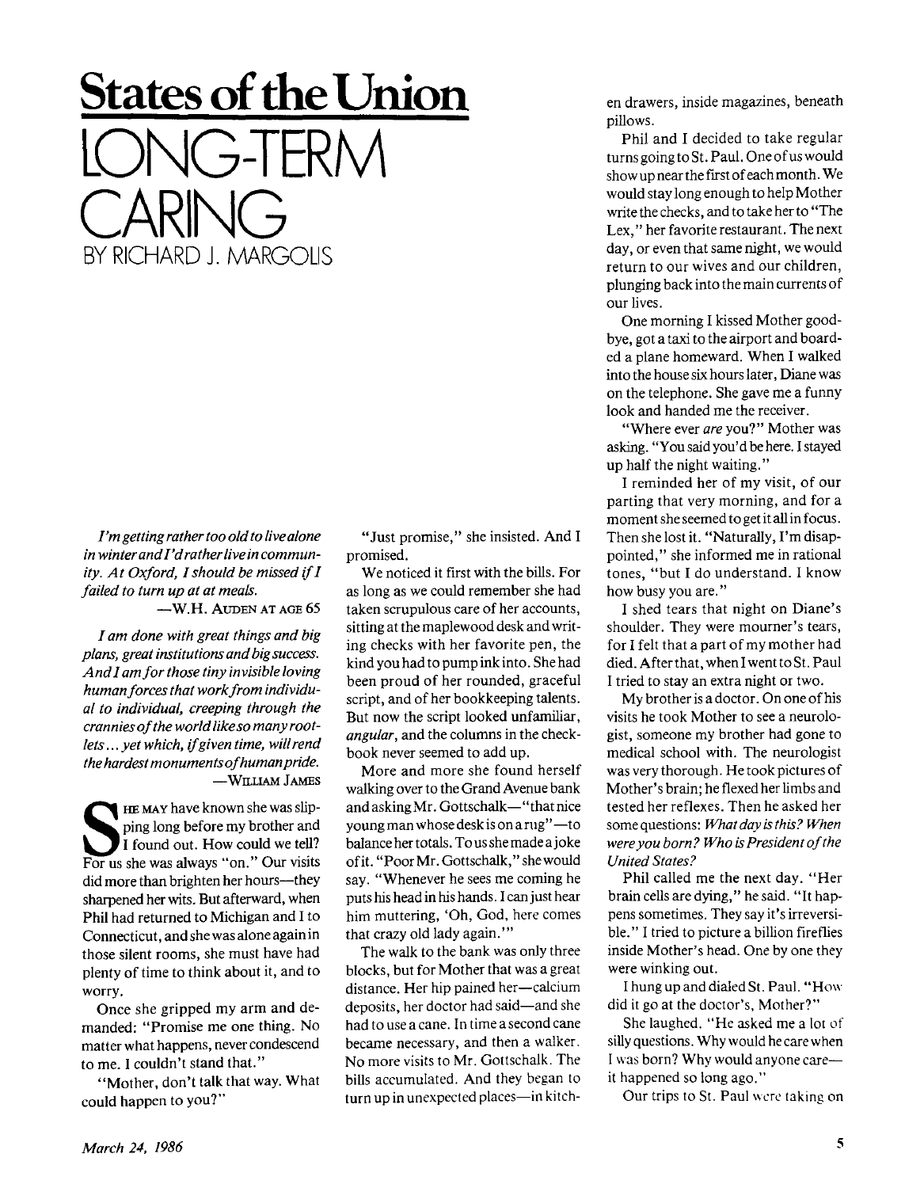# States of the Union

# LONG-TERM CARING

BY RICHARD J. MARGOLIS

*I'm getting rather too old to live alone in winter and I'd rather live in community. At Oxford, I should be missed if I failed to turn up at at meals.*

—W.H. AUDEN AT AGE 65

*I am done with great things and big plans, great institutions and big success. And I am for those tiny invisible loving human forces that work from individual to individual, creeping through the crannies of the world like so many rootlets ... yet which, if given time, will rend the hardest monuments of human pride.*

—WILLIAM JAMES

SHE MAY have known she was slipping long before my brother and I found out. How could we tell? For us she was always "on." Our visits did more than brighten her hours—they sharpened her wits. But afterward, when Phil had returned to Michigan and I to Connecticut, and she was alone again in those silent rooms, she must have had plenty of time to think about it, and to worry.

Once she gripped my arm and demanded: "Promise me one thing. No matter what happens, never condescend to me. I couldn't stand that."

"Mother, don't talk that way. What could happen to you?"

"Just promise," she insisted. And I promised.

We noticed it first with the bills. For as long as we could remember she had taken scrupulous care of her accounts, sitting at the maplewood desk and writing checks with her favorite pen, the kind you had to pump ink into. She had been proud of her rounded, graceful script, and of her bookkeeping talents. But now the script looked unfamiliar, *angular*, and the columns in the checkbook never seemed to add up.

More and more she found herself walking over to the Grand Avenue bank and asking Mr. Gottschalk—"that nice young man whose desk is on a rug"—to balance her totals. To us she made a joke of it. "Poor Mr. Gottschalk," she would say. "Whenever he sees me coming he puts his head in his hands. I can just hear him muttering, 'Oh, God, here comes that crazy old lady again.'"

The walk to the bank was only three blocks, but for Mother that was a great distance. Her hip pained her—calcium deposits, her doctor had said—and she had to use a cane. In time a second cane became necessary, and then a walker. No more visits to Mr. Gottschalk. The bills accumulated. And they began to turn up in unexpected places—in kitchen drawers, inside magazines, beneath pillows.

Phil and I decided to take regular turns going to St. Paul. One of us would show up near the first of each month. We would stay long enough to help Mother write the checks, and to take her to "The Lex," her favorite restaurant. The next day, or even that same night, we would return to our wives and our children, plunging back into the main currents of our lives.

One morning I kissed Mother goodbye, got a taxi to the airport and boarded a plane homeward. When I walked into the house six hours later, Diane was on the telephone. She gave me a funny look and handed me the receiver.

"Where ever *are* you?" Mother was asking. "You said you'd be here. I stayed up half the night waiting."

I reminded her of my visit, of our parting that very morning, and for a moment she seemed to get it all in focus. Then she lost it. "Naturally, I'm disappointed," she informed me in rational tones, "but I do understand. I know how busy you are."

I shed tears that night on Diane's shoulder. They were mourner's tears, for I felt that a part of my mother had died. After that, when I went to St. Paul I tried to stay an extra night or two.

My brother is a doctor. On one of his visits he took Mother to see a neurologist, someone my brother had gone to medical school with. The neurologist was very thorough. He took pictures of Mother's brain; he flexed her limbs and tested her reflexes. Then he asked her some questions: *What day is this? When were you born? Who is President of the United States?*

Phil called me the next day. "Her brain cells are dying," he said. "It happens sometimes. They say it's irreversible." I tried to picture a billion fireflies inside Mother's head. One by one they were winking out.

I hung up and dialed St. Paul. "How did it go at the doctor's, Mother?"

She laughed. "He asked me a lot of silly questions. Why would he care when I was born? Why would anyone care—it happened so long ago."

Our trips to St. Paul were taking on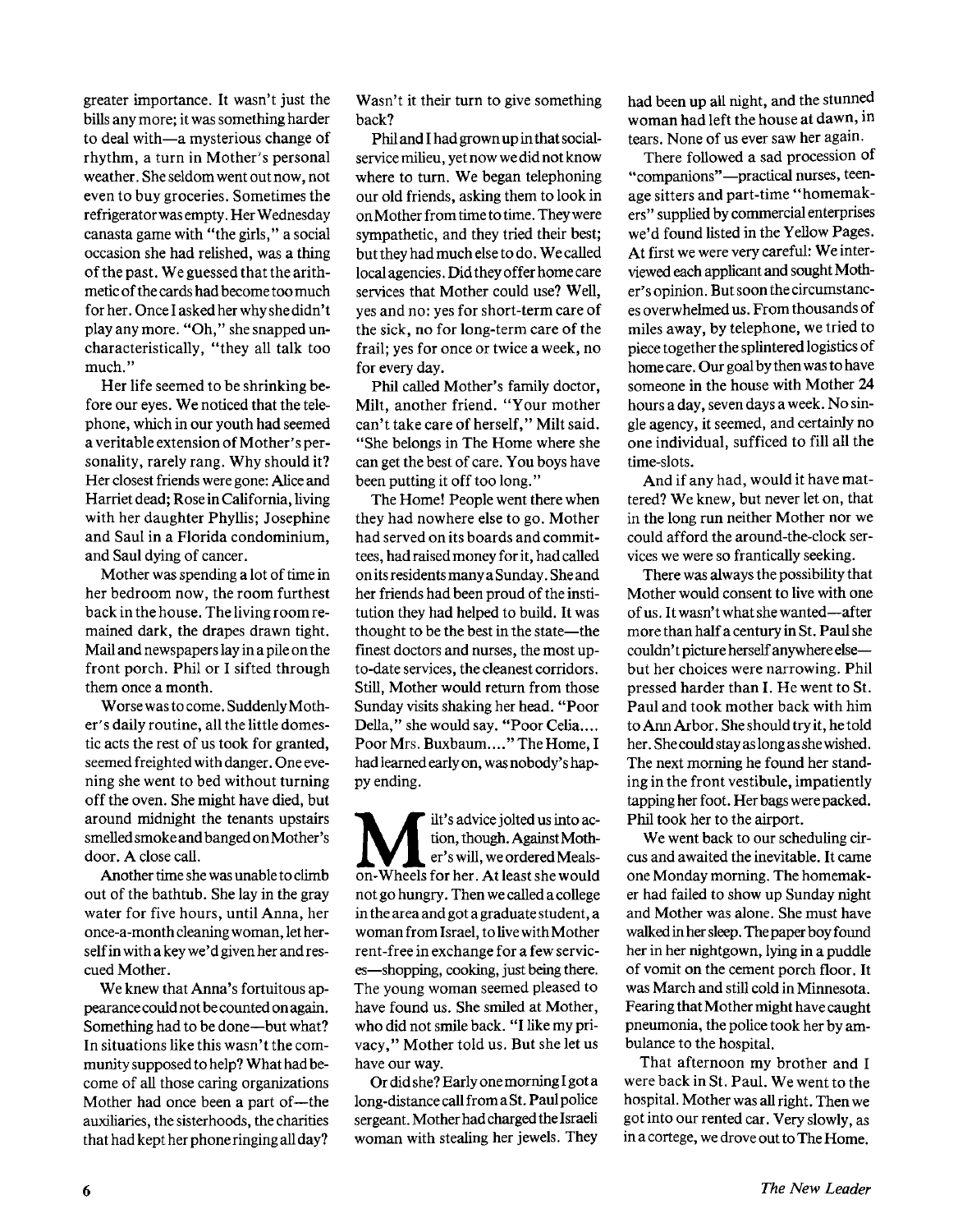greater importance. It wasn't just the bills any more; it was something harder to deal with—a mysterious change of rhythm, a turn in Mother's personal weather. She seldom went out now, not even to buy groceries. Sometimes the refrigerator was empty. Her Wednesday canasta game with "the girls," a social occasion she had relished, was a thing of the past. We guessed that the arithmetic of the cards had become too much for her. Once I asked her why she didn't play any more. "Oh," she snapped uncharacteristically, "they all talk too much."

Her life seemed to be shrinking before our eyes. We noticed that the telephone, which in our youth had seemed a veritable extension of Mother's personality, rarely rang. Why should it? Her closest friends were gone: Alice and Harriet dead; Rose in California, living with her daughter Phyllis; Josephine and Saul in a Florida condominium, and Saul dying of cancer.

Mother was spending a lot of time in her bedroom now, the room furthest back in the house. The living room remained dark, the drapes drawn tight. Mail and newspapers lay in a pile on the front porch. Phil or I sifted through them once a month.

Worse was to come. Suddenly Mother's daily routine, all the little domestic acts the rest of us took for granted, seemed freighted with danger. One evening she went to bed without turning off the oven. She might have died, but around midnight the tenants upstairs smelled smoke and banged on Mother's door. A close call.

Another time she was unable to climb out of the bathtub. She lay in the gray water for five hours, until Anna, her once-a-month cleaning woman, let herself in with a key we'd given her and rescued Mother.

We knew that Anna's fortuitous appearance could not be counted on again. Something had to be done—but what? In situations like this wasn't the community supposed to help? What had become of all those caring organizations Mother had once been a part of—the auxiliaries, the sisterhoods, the charities that had kept her phone ringing all day? Wasn't it their turn to give something back?

Phil and I had grown up in that social-service milieu, yet now we did not know where to turn. We began telephoning our old friends, asking them to look in on Mother from time to time. They were sympathetic, and they tried their best; but they had much else to do. We called local agencies. Did they offer home care services that Mother could use? Well, yes and no: yes for short-term care of the sick, no for long-term care of the frail; yes for once or twice a week, no for every day.

Phil called Mother's family doctor, Milt, another friend. "Your mother can't take care of herself," Milt said. "She belongs in The Home where she can get the best of care. You boys have been putting it off too long."

The Home! People went there when they had nowhere else to go. Mother had served on its boards and committees, had raised money for it, had called on its residents many a Sunday. She and her friends had been proud of the institution they had helped to build. It was thought to be the best in the state—the finest doctors and nurses, the most up-to-date services, the cleanest corridors. Still, Mother would return from those Sunday visits shaking her head. "Poor Della," she would say. "Poor Celia.... Poor Mrs. Buxbaum...." The Home, I had learned early on, was nobody's happy ending.

Milt's advice jolted us into action, though. Against Mother's will, we ordered Meals-on-Wheels for her. At least she would not go hungry. Then we called a college in the area and got a graduate student, a woman from Israel, to live with Mother rent-free in exchange for a few services—shopping, cooking, just being there. The young woman seemed pleased to have found us. She smiled at Mother, who did not smile back. "I like my privacy," Mother told us. But she let us have our way.

Or did she? Early one morning I got a long-distance call from a St. Paul police sergeant. Mother had charged the Israeli woman with stealing her jewels. They had been up all night, and the stunned woman had left the house at dawn, in tears. None of us ever saw her again.

There followed a sad procession of "companions"—practical nurses, teenage sitters and part-time "homemakers" supplied by commercial enterprises we'd found listed in the Yellow Pages. At first we were very careful: We interviewed each applicant and sought Mother's opinion. But soon the circumstances overwhelmed us. From thousands of miles away, by telephone, we tried to piece together the splintered logistics of home care. Our goal by then was to have someone in the house with Mother 24 hours a day, seven days a week. No single agency, it seemed, and certainly no one individual, sufficed to fill all the time-slots.

And if any had, would it have mattered? We knew, but never let on, that in the long run neither Mother nor we could afford the around-the-clock services we were so frantically seeking.

There was always the possibility that Mother would consent to live with one of us. It wasn't what she wanted—after more than half a century in St. Paul she couldn't picture herself anywhere else—but her choices were narrowing. Phil pressed harder than I. He went to St. Paul and took mother back with him to Ann Arbor. She should try it, he told her. She could stay as long as she wished. The next morning he found her standing in the front vestibule, impatiently tapping her foot. Her bags were packed. Phil took her to the airport.

We went back to our scheduling circus and awaited the inevitable. It came one Monday morning. The homemaker had failed to show up Sunday night and Mother was alone. She must have walked in her sleep. The paper boy found her in her nightgown, lying in a puddle of vomit on the cement porch floor. It was March and still cold in Minnesota. Fearing that Mother might have caught pneumonia, the police took her by ambulance to the hospital.

That afternoon my brother and I were back in St. Paul. We went to the hospital. Mother was all right. Then we got into our rented car. Very slowly, as in a cortege, we drove out to The Home.